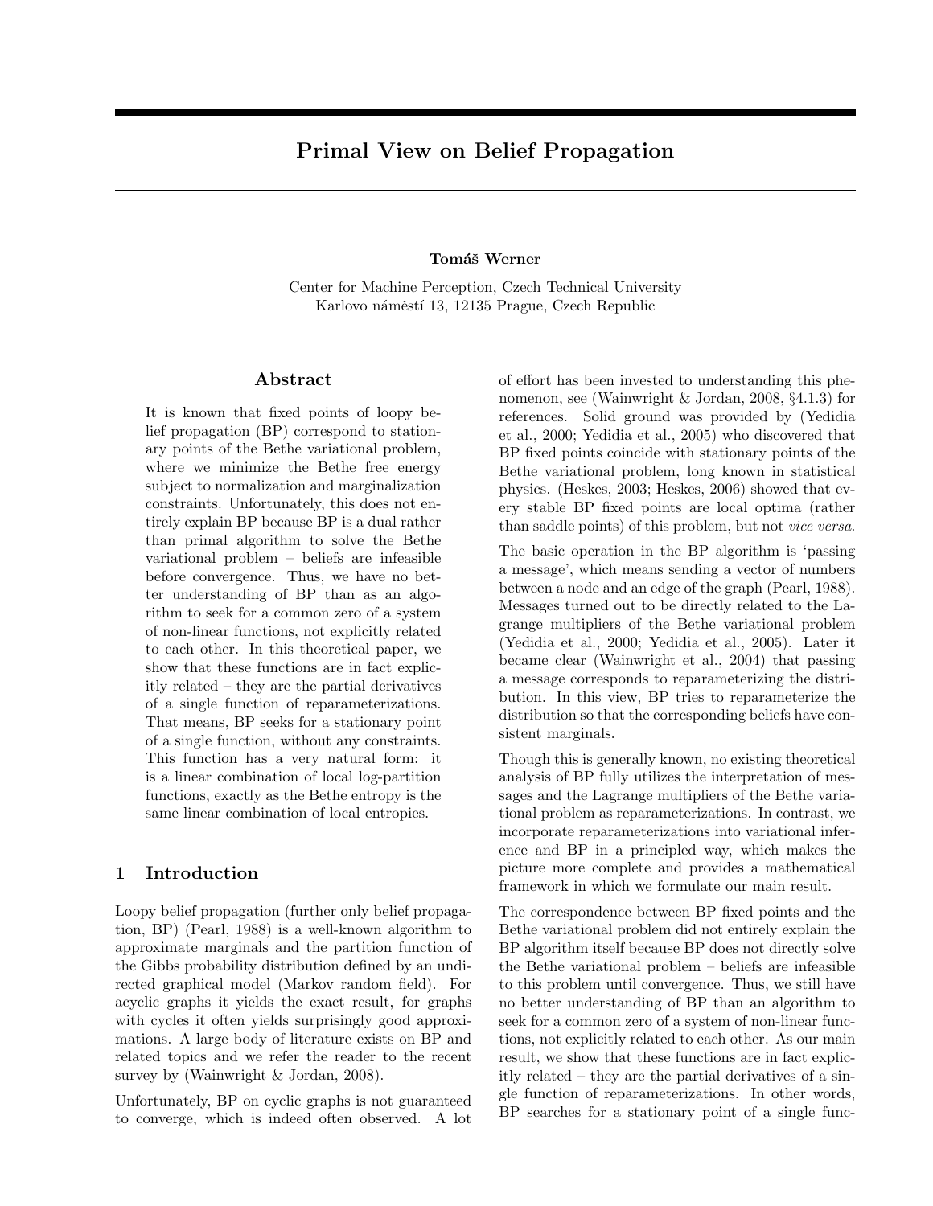# Primal View on Belief Propagation

**Tomáš Werner**

Center for Machine Perception, Czech Technical University
Karlovo náměstí 13, 12135 Prague, Czech Republic

## Abstract

It is known that fixed points of loopy belief propagation (BP) correspond to stationary points of the Bethe variational problem, where we minimize the Bethe free energy subject to normalization and marginalization constraints. Unfortunately, this does not entirely explain BP because BP is a dual rather than primal algorithm to solve the Bethe variational problem – beliefs are infeasible before convergence. Thus, we have no better understanding of BP than as an algorithm to seek for a common zero of a system of non-linear functions, not explicitly related to each other. In this theoretical paper, we show that these functions are in fact explicitly related – they are the partial derivatives of a single function of reparameterizations. That means, BP seeks for a stationary point of a single function, without any constraints. This function has a very natural form: it is a linear combination of local log-partition functions, exactly as the Bethe entropy is the same linear combination of local entropies.

## 1 Introduction

Loopy belief propagation (further only belief propagation, BP) (Pearl, 1988) is a well-known algorithm to approximate marginals and the partition function of the Gibbs probability distribution defined by an undirected graphical model (Markov random field). For acyclic graphs it yields the exact result, for graphs with cycles it often yields surprisingly good approximations. A large body of literature exists on BP and related topics and we refer the reader to the recent survey by (Wainwright & Jordan, 2008).

Unfortunately, BP on cyclic graphs is not guaranteed to converge, which is indeed often observed. A lot of effort has been invested to understanding this phenomenon, see (Wainwright & Jordan, 2008, §4.1.3) for references. Solid ground was provided by (Yedidia et al., 2000; Yedidia et al., 2005) who discovered that BP fixed points coincide with stationary points of the Bethe variational problem, long known in statistical physics. (Heskes, 2003; Heskes, 2006) showed that every stable BP fixed points are local optima (rather than saddle points) of this problem, but not *vice versa*.

The basic operation in the BP algorithm is 'passing a message', which means sending a vector of numbers between a node and an edge of the graph (Pearl, 1988). Messages turned out to be directly related to the Lagrange multipliers of the Bethe variational problem (Yedidia et al., 2000; Yedidia et al., 2005). Later it became clear (Wainwright et al., 2004) that passing a message corresponds to reparameterizing the distribution. In this view, BP tries to reparameterize the distribution so that the corresponding beliefs have consistent marginals.

Though this is generally known, no existing theoretical analysis of BP fully utilizes the interpretation of messages and the Lagrange multipliers of the Bethe variational problem as reparameterizations. In contrast, we incorporate reparameterizations into variational inference and BP in a principled way, which makes the picture more complete and provides a mathematical framework in which we formulate our main result.

The correspondence between BP fixed points and the Bethe variational problem did not entirely explain the BP algorithm itself because BP does not directly solve the Bethe variational problem – beliefs are infeasible to this problem until convergence. Thus, we still have no better understanding of BP than an algorithm to seek for a common zero of a system of non-linear functions, not explicitly related to each other. As our main result, we show that these functions are in fact explicitly related – they are the partial derivatives of a single function of reparameterizations. In other words, BP searches for a stationary point of a single func-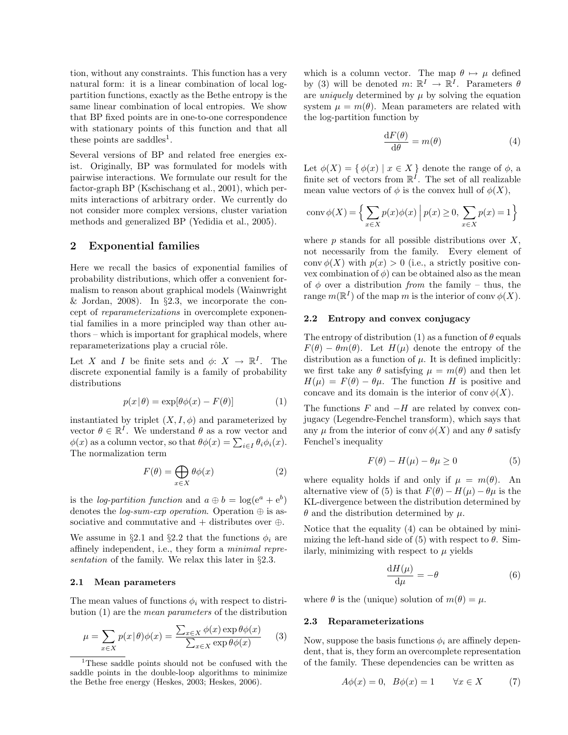tion, without any constraints. This function has a very natural form: it is a linear combination of local log-partition functions, exactly as the Bethe entropy is the same linear combination of local entropies. We show that BP fixed points are in one-to-one correspondence with stationary points of this function and that all these points are saddles[1].

Several versions of BP and related free energies exist. Originally, BP was formulated for models with pairwise interactions. We formulate our result for the factor-graph BP (Kschischang et al., 2001), which permits interactions of arbitrary order. We currently do not consider more complex versions, cluster variation methods and generalized BP (Yedidia et al., 2005).

[1] These saddle points should not be confused with the saddle points in the double-loop algorithms to minimize the Bethe free energy (Heskes, 2003; Heskes, 2006).

## 2 Exponential families

Here we recall the basics of exponential families of probability distributions, which offer a convenient formalism to reason about graphical models (Wainwright & Jordan, 2008). In §2.3, we incorporate the concept of *reparameterizations* in overcomplete exponential families in a more principled way than other authors – which is important for graphical models, where reparameterizations play a crucial rôle.

Let $X$ and $I$ be finite sets and $\phi\colon X \to \mathbb{R}^I$. The discrete exponential family is a family of probability distributions

$$p(x\,|\,\theta) = \exp[\theta\phi(x) - F(\theta)] \tag{1}$$

instantiated by triplet $(X, I, \phi)$ and parameterized by vector $\theta \in \mathbb{R}^I$. We understand $\theta$ as a row vector and $\phi(x)$ as a column vector, so that $\theta\phi(x) = \sum_{i\in I}\theta_i\phi_i(x)$. The normalization term

$$F(\theta) = \bigoplus_{x\in X} \theta\phi(x) \tag{2}$$

is the *log-partition function* and $a \oplus b = \log(\mathrm{e}^a + \mathrm{e}^b)$ denotes the *log-sum-exp operation*. Operation $\oplus$ is associative and commutative and $+$ distributes over $\oplus$.

We assume in §2.1 and §2.2 that the functions $\phi_i$ are affinely independent, i.e., they form a *minimal representation* of the family. We relax this later in §2.3.

### 2.1 Mean parameters

The mean values of functions $\phi_i$ with respect to distribution (1) are the *mean parameters* of the distribution

$$\mu = \sum_{x\in X} p(x\,|\,\theta)\phi(x) = \frac{\sum_{x\in X}\phi(x)\exp\theta\phi(x)}{\sum_{x\in X}\exp\theta\phi(x)} \tag{3}$$

which is a column vector. The map $\theta \mapsto \mu$ defined by (3) will be denoted $m\colon \mathbb{R}^I \to \mathbb{R}^I$. Parameters $\theta$ are *uniquely* determined by $\mu$ by solving the equation system $\mu = m(\theta)$. Mean parameters are related with the log-partition function by

$$\frac{\mathrm{d}F(\theta)}{\mathrm{d}\theta} = m(\theta) \tag{4}$$

Let $\phi(X) = \{\, \phi(x) \mid x \in X \,\}$ denote the range of $\phi$, a finite set of vectors from $\mathbb{R}^I$. The set of all realizable mean value vectors of $\phi$ is the convex hull of $\phi(X)$,

$$\operatorname{conv}\phi(X) = \Big\{ \sum_{x\in X} p(x)\phi(x) \;\Big|\; p(x) \geq 0,\ \sum_{x\in X} p(x) = 1 \Big\}$$

where $p$ stands for all possible distributions over $X$, not necessarily from the family. Every element of $\operatorname{conv}\phi(X)$ with $p(x) > 0$ (i.e., a strictly positive convex combination of $\phi$) can be obtained also as the mean of $\phi$ over a distribution *from* the family – thus, the range $m(\mathbb{R}^I)$ of the map $m$ is the interior of $\operatorname{conv}\phi(X)$.

### 2.2 Entropy and convex conjugacy

The entropy of distribution (1) as a function of $\theta$ equals $F(\theta) - \theta m(\theta)$. Let $H(\mu)$ denote the entropy of the distribution as a function of $\mu$. It is defined implicitly: we first take any $\theta$ satisfying $\mu = m(\theta)$ and then let $H(\mu) = F(\theta) - \theta\mu$. The function $H$ is positive and concave and its domain is the interior of $\operatorname{conv}\phi(X)$.

The functions $F$ and $-H$ are related by convex conjugacy (Legendre-Fenchel transform), which says that any $\mu$ from the interior of $\operatorname{conv}\phi(X)$ and any $\theta$ satisfy Fenchel's inequality

$$F(\theta) - H(\mu) - \theta\mu \geq 0 \tag{5}$$

where equality holds if and only if $\mu = m(\theta)$. An alternative view of (5) is that $F(\theta) - H(\mu) - \theta\mu$ is the KL-divergence between the distribution determined by $\theta$ and the distribution determined by $\mu$.

Notice that the equality (4) can be obtained by minimizing the left-hand side of (5) with respect to $\theta$. Similarly, minimizing with respect to $\mu$ yields

$$\frac{\mathrm{d}H(\mu)}{\mathrm{d}\mu} = -\theta \tag{6}$$

where $\theta$ is the (unique) solution of $m(\theta) = \mu$.

### 2.3 Reparameterizations

Now, suppose the basis functions $\phi_i$ are affinely dependent, that is, they form an overcomplete representation of the family. These dependencies can be written as

$$A\phi(x) = 0, \quad B\phi(x) = 1 \qquad \forall x \in X \tag{7}$$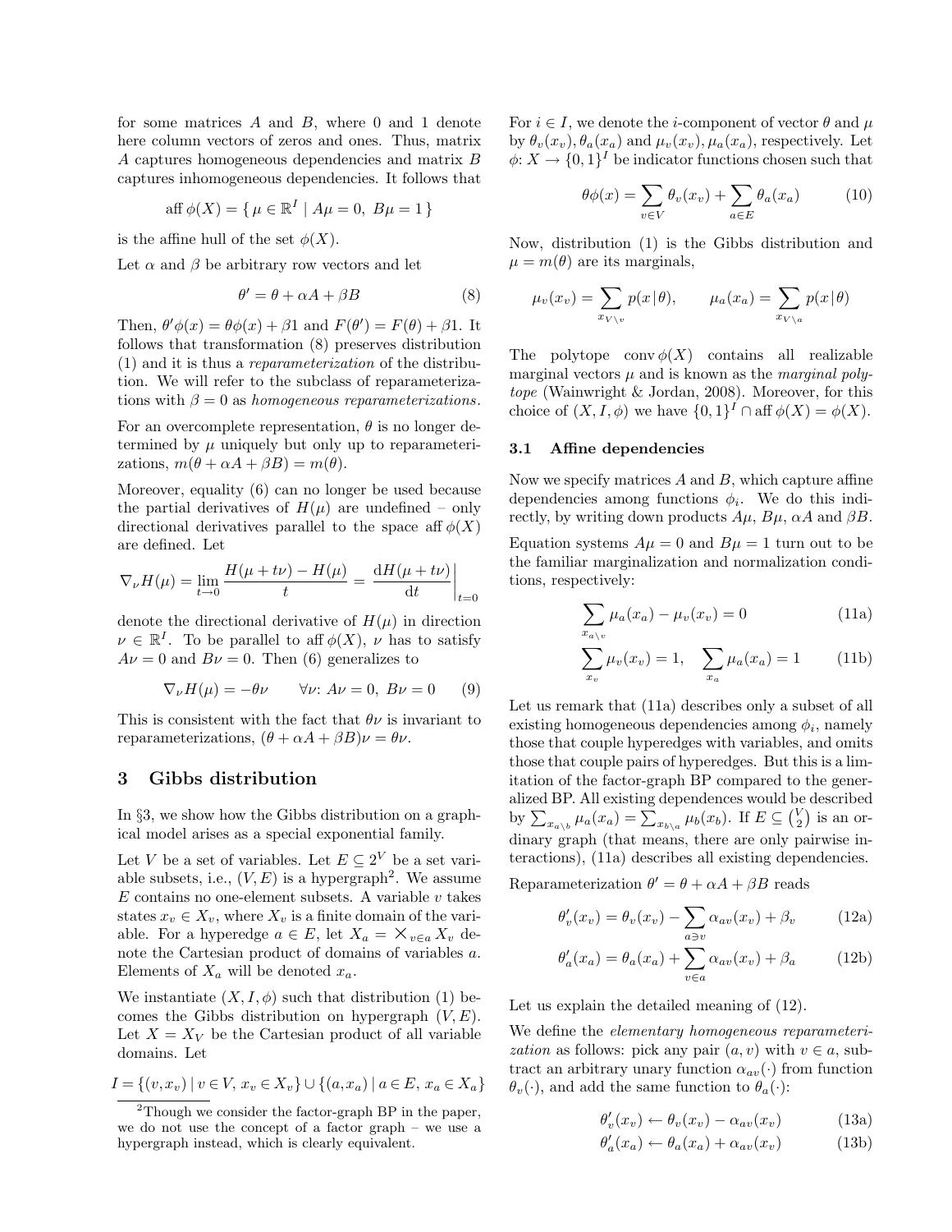for some matrices $A$ and $B$, where 0 and 1 denote here column vectors of zeros and ones. Thus, matrix $A$ captures homogeneous dependencies and matrix $B$ captures inhomogeneous dependencies. It follows that

$$\operatorname{aff} \phi(X) = \{ \mu \in \mathbb{R}^I \mid A\mu = 0,\ B\mu = 1 \}$$

is the affine hull of the set $\phi(X)$.

Let $\alpha$ and $\beta$ be arbitrary row vectors and let

$$\theta' = \theta + \alpha A + \beta B \tag{8}$$

Then, $\theta'\phi(x) = \theta\phi(x) + \beta 1$ and $F(\theta') = F(\theta) + \beta 1$. It follows that transformation (8) preserves distribution (1) and it is thus a *reparameterization* of the distribution. We will refer to the subclass of reparameterizations with $\beta = 0$ as *homogeneous reparameterizations*.

For an overcomplete representation, $\theta$ is no longer determined by $\mu$ uniquely but only up to reparameterizations, $m(\theta + \alpha A + \beta B) = m(\theta)$.

Moreover, equality (6) can no longer be used because the partial derivatives of $H(\mu)$ are undefined – only directional derivatives parallel to the space $\operatorname{aff} \phi(X)$ are defined. Let

$$\nabla_\nu H(\mu) = \lim_{t \to 0} \frac{H(\mu + t\nu) - H(\mu)}{t} = \left. \frac{\mathrm{d}H(\mu + t\nu)}{\mathrm{d}t} \right|_{t=0}$$

denote the directional derivative of $H(\mu)$ in direction $\nu \in \mathbb{R}^I$. To be parallel to $\operatorname{aff} \phi(X)$, $\nu$ has to satisfy $A\nu = 0$ and $B\nu = 0$. Then (6) generalizes to

$$\nabla_\nu H(\mu) = -\theta\nu \qquad \forall \nu\colon A\nu = 0,\ B\nu = 0 \tag{9}$$

This is consistent with the fact that $\theta\nu$ is invariant to reparameterizations, $(\theta + \alpha A + \beta B)\nu = \theta\nu$.

## 3 Gibbs distribution

In §3, we show how the Gibbs distribution on a graphical model arises as a special exponential family.

Let $V$ be a set of variables. Let $E \subseteq 2^V$ be a set variable subsets, i.e., $(V, E)$ is a hypergraph[2]. We assume $E$ contains no one-element subsets. A variable $v$ takes states $x_v \in X_v$, where $X_v$ is a finite domain of the variable. For a hyperedge $a \in E$, let $X_a = \times_{v \in a} X_v$ denote the Cartesian product of domains of variables $a$. Elements of $X_a$ will be denoted $x_a$.

We instantiate $(X, I, \phi)$ such that distribution (1) becomes the Gibbs distribution on hypergraph $(V, E)$. Let $X = X_V$ be the Cartesian product of all variable domains. Let

$$I = \{(v, x_v) \mid v \in V,\ x_v \in X_v\} \cup \{(a, x_a) \mid a \in E,\ x_a \in X_a\}$$

For $i \in I$, we denote the $i$-component of vector $\theta$ and $\mu$ by $\theta_v(x_v), \theta_a(x_a)$ and $\mu_v(x_v), \mu_a(x_a)$, respectively. Let $\phi\colon X \to \{0,1\}^I$ be indicator functions chosen such that

$$\theta\phi(x) = \sum_{v \in V} \theta_v(x_v) + \sum_{a \in E} \theta_a(x_a) \tag{10}$$

Now, distribution (1) is the Gibbs distribution and $\mu = m(\theta)$ are its marginals,

$$\mu_v(x_v) = \sum_{x_{V \setminus v}} p(x \,|\, \theta), \qquad \mu_a(x_a) = \sum_{x_{V \setminus a}} p(x \,|\, \theta)$$

The polytope $\operatorname{conv} \phi(X)$ contains all realizable marginal vectors $\mu$ and is known as the *marginal polytope* (Wainwright & Jordan, 2008). Moreover, for this choice of $(X, I, \phi)$ we have $\{0,1\}^I \cap \operatorname{aff} \phi(X) = \phi(X)$.

### 3.1 Affine dependencies

Now we specify matrices $A$ and $B$, which capture affine dependencies among functions $\phi_i$. We do this indirectly, by writing down products $A\mu$, $B\mu$, $\alpha A$ and $\beta B$.

Equation systems $A\mu = 0$ and $B\mu = 1$ turn out to be the familiar marginalization and normalization conditions, respectively:

$$\sum_{x_{a \setminus v}} \mu_a(x_a) - \mu_v(x_v) = 0 \tag{11a}$$

$$\sum_{x_v} \mu_v(x_v) = 1, \quad \sum_{x_a} \mu_a(x_a) = 1 \tag{11b}$$

Let us remark that (11a) describes only a subset of all existing homogeneous dependencies among $\phi_i$, namely those that couple hyperedges with variables, and omits those that couple pairs of hyperedges. But this is a limitation of the factor-graph BP compared to the generalized BP. All existing dependences would be described by $\sum_{x_{a \setminus b}} \mu_a(x_a) = \sum_{x_{b \setminus a}} \mu_b(x_b)$. If $E \subseteq \binom{V}{2}$ is an ordinary graph (that means, there are only pairwise interactions), (11a) describes all existing dependencies.

Reparameterization $\theta' = \theta + \alpha A + \beta B$ reads

$$\theta'_v(x_v) = \theta_v(x_v) - \sum_{a \ni v} \alpha_{av}(x_v) + \beta_v \tag{12a}$$

$$\theta'_a(x_a) = \theta_a(x_a) + \sum_{v \in a} \alpha_{av}(x_v) + \beta_a \tag{12b}$$

Let us explain the detailed meaning of (12).

We define the *elementary homogeneous reparameterization* as follows: pick any pair $(a, v)$ with $v \in a$, subtract an arbitrary unary function $\alpha_{av}(\cdot)$ from function $\theta_v(\cdot)$, and add the same function to $\theta_a(\cdot)$:

$$\theta'_v(x_v) \leftarrow \theta_v(x_v) - \alpha_{av}(x_v) \tag{13a}$$

$$\theta'_a(x_a) \leftarrow \theta_a(x_a) + \alpha_{av}(x_v) \tag{13b}$$

[2] Though we consider the factor-graph BP in the paper, we do not use the concept of a factor graph – we use a hypergraph instead, which is clearly equivalent.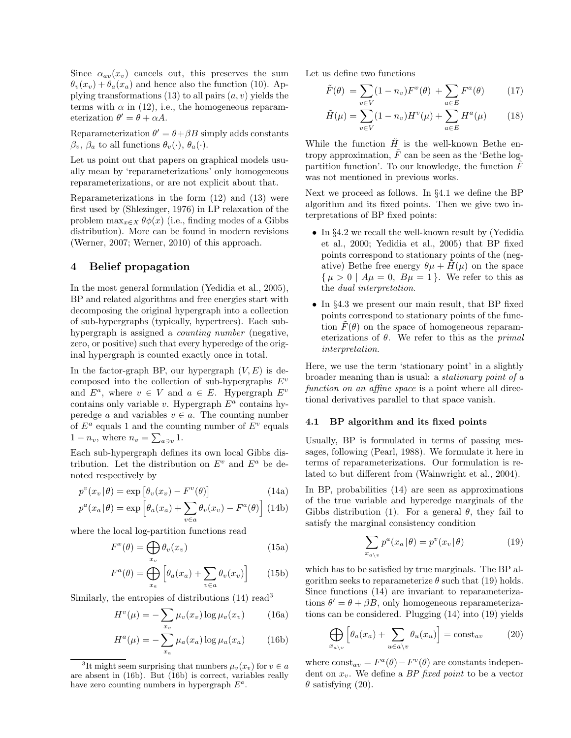Since $\alpha_{av}(x_v)$ cancels out, this preserves the sum $\theta_v(x_v) + \theta_a(x_a)$ and hence also the function (10). Applying transformations (13) to all pairs $(a, v)$ yields the terms with $\alpha$ in (12), i.e., the homogeneous reparameterization $\theta' = \theta + \alpha A$.

Reparameterization $\theta' = \theta + \beta B$ simply adds constants $\beta_v$, $\beta_a$ to all functions $\theta_v(\cdot)$, $\theta_a(\cdot)$.

Let us point out that papers on graphical models usually mean by 'reparameterizations' only homogeneous reparameterizations, or are not explicit about that.

Reparameterizations in the form (12) and (13) were first used by (Shlezinger, 1976) in LP relaxation of the problem $\max_{x \in X} \theta\phi(x)$ (i.e., finding modes of a Gibbs distribution). More can be found in modern revisions (Werner, 2007; Werner, 2010) of this approach.

## 4 Belief propagation

In the most general formulation (Yedidia et al., 2005), BP and related algorithms and free energies start with decomposing the original hypergraph into a collection of sub-hypergraphs (typically, hypertrees). Each sub-hypergraph is assigned a *counting number* (negative, zero, or positive) such that every hyperedge of the original hypergraph is counted exactly once in total.

In the factor-graph BP, our hypergraph $(V, E)$ is decomposed into the collection of sub-hypergraphs $E^v$ and $E^a$, where $v \in V$ and $a \in E$. Hypergraph $E^v$ contains only variable $v$. Hypergraph $E^a$ contains hyperedge $a$ and variables $v \in a$. The counting number of $E^a$ equals 1 and the counting number of $E^v$ equals $1 - n_v$, where $n_v = \sum_{a \ni v} 1$.

Each sub-hypergraph defines its own local Gibbs distribution. Let the distribution on $E^v$ and $E^a$ be denoted respectively by

$$p^v(x_v \,|\, \theta) = \exp\big[\theta_v(x_v) - F^v(\theta)\big] \tag{14a}$$

$$p^a(x_a \,|\, \theta) = \exp\Big[\theta_a(x_a) + \sum_{v \in a} \theta_v(x_v) - F^a(\theta)\Big] \tag{14b}$$

where the local log-partition functions read

$$F^v(\theta) = \bigoplus_{x_v} \theta_v(x_v) \tag{15a}$$

$$F^a(\theta) = \bigoplus_{x_a} \Big[\theta_a(x_a) + \sum_{v \in a} \theta_v(x_v)\Big] \tag{15b}$$

Similarly, the entropies of distributions (14) read[3]

$$H^v(\mu) = -\sum_{x_v} \mu_v(x_v) \log \mu_v(x_v) \tag{16a}$$

$$H^a(\mu) = -\sum_{x_a} \mu_a(x_a) \log \mu_a(x_a) \tag{16b}$$

Let us define two functions

$$\tilde{F}(\theta) = \sum_{v \in V} (1 - n_v) F^v(\theta) + \sum_{a \in E} F^a(\theta) \tag{17}$$

$$\tilde{H}(\mu) = \sum_{v \in V} (1 - n_v) H^v(\mu) + \sum_{a \in E} H^a(\mu) \tag{18}$$

While the function $\tilde{H}$ is the well-known Bethe entropy approximation, $\tilde{F}$ can be seen as the 'Bethe log-partition function'. To our knowledge, the function $\tilde{F}$ was not mentioned in previous works.

Next we proceed as follows. In §4.1 we define the BP algorithm and its fixed points. Then we give two interpretations of BP fixed points:

- In §4.2 we recall the well-known result by (Yedidia et al., 2000; Yedidia et al., 2005) that BP fixed points correspond to stationary points of the (negative) Bethe free energy $\theta\mu + \tilde{H}(\mu)$ on the space $\{\, \mu > 0 \mid A\mu = 0,\ B\mu = 1 \,\}$. We refer to this as the *dual interpretation*.
- In §4.3 we present our main result, that BP fixed points correspond to stationary points of the function $\tilde{F}(\theta)$ on the space of homogeneous reparameterizations of $\theta$. We refer to this as the *primal interpretation*.

Here, we use the term 'stationary point' in a slightly broader meaning than is usual: a *stationary point of a function on an affine space* is a point where all directional derivatives parallel to that space vanish.

### 4.1 BP algorithm and its fixed points

Usually, BP is formulated in terms of passing messages, following (Pearl, 1988). We formulate it here in terms of reparameterizations. Our formulation is related to but different from (Wainwright et al., 2004).

In BP, probabilities (14) are seen as approximations of the true variable and hyperedge marginals of the Gibbs distribution (1). For a general $\theta$, they fail to satisfy the marginal consistency condition

$$\sum_{x_{a \setminus v}} p^a(x_a \,|\, \theta) = p^v(x_v \,|\, \theta) \tag{19}$$

which has to be satisfied by true marginals. The BP algorithm seeks to reparameterize $\theta$ such that (19) holds. Since functions (14) are invariant to reparameterizations $\theta' = \theta + \beta B$, only homogeneous reparameterizations can be considered. Plugging (14) into (19) yields

$$\bigoplus_{x_{a \setminus v}} \Big[\theta_a(x_a) + \sum_{u \in a \setminus v} \theta_u(x_u)\Big] = \mathrm{const}_{av} \tag{20}$$

where $\mathrm{const}_{av} = F^a(\theta) - F^v(\theta)$ are constants independent on $x_v$. We define a *BP fixed point* to be a vector $\theta$ satisfying (20).

[3] It might seem surprising that numbers $\mu_v(x_v)$ for $v \in a$ are absent in (16b). But (16b) is correct, variables really have zero counting numbers in hypergraph $E^a$.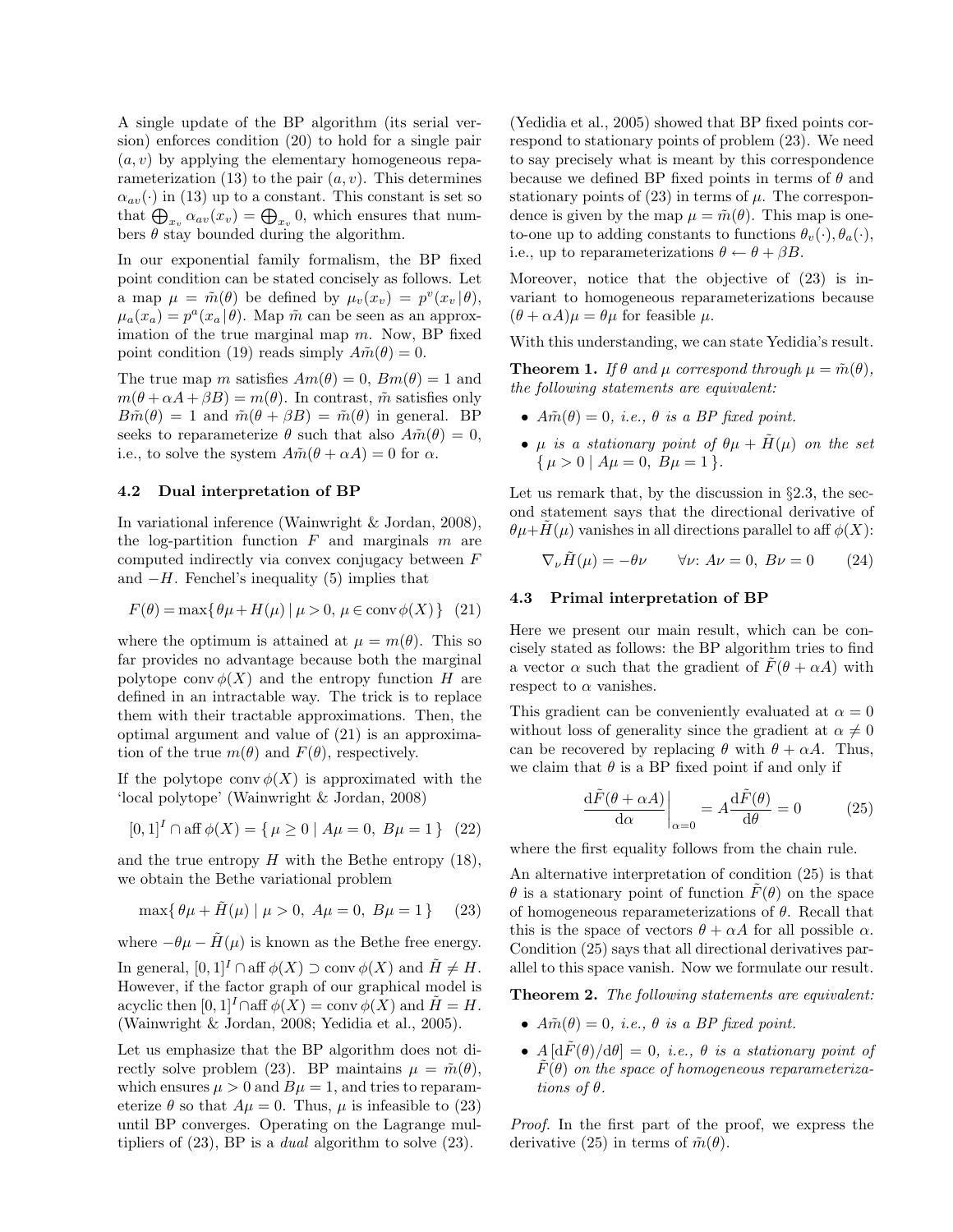A single update of the BP algorithm (its serial version) enforces condition (20) to hold for a single pair $(a, v)$ by applying the elementary homogeneous reparameterization (13) to the pair $(a, v)$. This determines $\alpha_{av}(\cdot)$ in (13) up to a constant. This constant is set so that $\bigoplus_{x_v} \alpha_{av}(x_v) = \bigoplus_{x_v} 0$, which ensures that numbers $\theta$ stay bounded during the algorithm.

In our exponential family formalism, the BP fixed point condition can be stated concisely as follows. Let a map $\mu = \tilde{m}(\theta)$ be defined by $\mu_v(x_v) = p^v(x_v \,|\, \theta)$, $\mu_a(x_a) = p^a(x_a \,|\, \theta)$. Map $\tilde{m}$ can be seen as an approximation of the true marginal map $m$. Now, BP fixed point condition (19) reads simply $A\tilde{m}(\theta) = 0$.

The true map $m$ satisfies $Am(\theta) = 0$, $Bm(\theta) = 1$ and $m(\theta + \alpha A + \beta B) = m(\theta)$. In contrast, $\tilde{m}$ satisfies only $B\tilde{m}(\theta) = 1$ and $\tilde{m}(\theta + \beta B) = \tilde{m}(\theta)$ in general. BP seeks to reparameterize $\theta$ such that also $A\tilde{m}(\theta) = 0$, i.e., to solve the system $A\tilde{m}(\theta + \alpha A) = 0$ for $\alpha$.

### 4.2 Dual interpretation of BP

In variational inference (Wainwright & Jordan, 2008), the log-partition function $F$ and marginals $m$ are computed indirectly via convex conjugacy between $F$ and $-H$. Fenchel's inequality (5) implies that

$$F(\theta) = \max\{\, \theta\mu + H(\mu) \mid \mu > 0,\ \mu \in \operatorname{conv} \phi(X) \,\} \quad (21)$$

where the optimum is attained at $\mu = m(\theta)$. This so far provides no advantage because both the marginal polytope $\operatorname{conv} \phi(X)$ and the entropy function $H$ are defined in an intractable way. The trick is to replace them with their tractable approximations. Then, the optimal argument and value of (21) is an approximation of the true $m(\theta)$ and $F(\theta)$, respectively.

If the polytope $\operatorname{conv} \phi(X)$ is approximated with the 'local polytope' (Wainwright & Jordan, 2008)

$$[0, 1]^I \cap \operatorname{aff} \phi(X) = \{\, \mu \geq 0 \mid A\mu = 0,\ B\mu = 1 \,\} \quad (22)$$

and the true entropy $H$ with the Bethe entropy (18), we obtain the Bethe variational problem

$$\max\{\, \theta\mu + \tilde{H}(\mu) \mid \mu > 0,\ A\mu = 0,\ B\mu = 1 \,\} \quad (23)$$

where $-\theta\mu - \tilde{H}(\mu)$ is known as the Bethe free energy. In general, $[0, 1]^I \cap \operatorname{aff} \phi(X) \supset \operatorname{conv} \phi(X)$ and $\tilde{H} \neq H$. However, if the factor graph of our graphical model is acyclic then $[0, 1]^I \cap \operatorname{aff} \phi(X) = \operatorname{conv} \phi(X)$ and $\tilde{H} = H$. (Wainwright & Jordan, 2008; Yedidia et al., 2005).

Let us emphasize that the BP algorithm does not directly solve problem (23). BP maintains $\mu = \tilde{m}(\theta)$, which ensures $\mu > 0$ and $B\mu = 1$, and tries to reparameterize $\theta$ so that $A\mu = 0$. Thus, $\mu$ is infeasible to (23) until BP converges. Operating on the Lagrange multipliers of (23), BP is a *dual* algorithm to solve (23).

(Yedidia et al., 2005) showed that BP fixed points correspond to stationary points of problem (23). We need to say precisely what is meant by this correspondence because we defined BP fixed points in terms of $\theta$ and stationary points of (23) in terms of $\mu$. The correspondence is given by the map $\mu = \tilde{m}(\theta)$. This map is one-to-one up to adding constants to functions $\theta_v(\cdot), \theta_a(\cdot)$, i.e., up to reparameterizations $\theta \leftarrow \theta + \beta B$.

Moreover, notice that the objective of (23) is invariant to homogeneous reparameterizations because $(\theta + \alpha A)\mu = \theta\mu$ for feasible $\mu$.

With this understanding, we can state Yedidia's result.

**Theorem 1.** *If $\theta$ and $\mu$ correspond through $\mu = \tilde{m}(\theta)$, the following statements are equivalent:*

- *$A\tilde{m}(\theta) = 0$, i.e., $\theta$ is a BP fixed point.*
- *$\mu$ is a stationary point of $\theta\mu + \tilde{H}(\mu)$ on the set $\{\, \mu > 0 \mid A\mu = 0,\ B\mu = 1 \,\}$.*

Let us remark that, by the discussion in §2.3, the second statement says that the directional derivative of $\theta\mu + \tilde{H}(\mu)$ vanishes in all directions parallel to $\operatorname{aff} \phi(X)$:

$$\nabla_\nu \tilde{H}(\mu) = -\theta\nu \qquad \forall \nu\colon A\nu = 0,\ B\nu = 0 \quad (24)$$

### 4.3 Primal interpretation of BP

Here we present our main result, which can be concisely stated as follows: the BP algorithm tries to find a vector $\alpha$ such that the gradient of $\tilde{F}(\theta + \alpha A)$ with respect to $\alpha$ vanishes.

This gradient can be conveniently evaluated at $\alpha = 0$ without loss of generality since the gradient at $\alpha \neq 0$ can be recovered by replacing $\theta$ with $\theta + \alpha A$. Thus, we claim that $\theta$ is a BP fixed point if and only if

$$\left.\frac{\mathrm{d}\tilde{F}(\theta + \alpha A)}{\mathrm{d}\alpha}\right|_{\alpha=0} = A\frac{\mathrm{d}\tilde{F}(\theta)}{\mathrm{d}\theta} = 0 \quad (25)$$

where the first equality follows from the chain rule.

An alternative interpretation of condition (25) is that $\theta$ is a stationary point of function $\tilde{F}(\theta)$ on the space of homogeneous reparameterizations of $\theta$. Recall that this is the space of vectors $\theta + \alpha A$ for all possible $\alpha$. Condition (25) says that all directional derivatives parallel to this space vanish. Now we formulate our result.

**Theorem 2.** *The following statements are equivalent:*

- *$A\tilde{m}(\theta) = 0$, i.e., $\theta$ is a BP fixed point.*
- *$A\,[\mathrm{d}\tilde{F}(\theta)/\mathrm{d}\theta] = 0$, i.e., $\theta$ is a stationary point of $\tilde{F}(\theta)$ on the space of homogeneous reparameterizations of $\theta$.*

*Proof.* In the first part of the proof, we express the derivative (25) in terms of $\tilde{m}(\theta)$.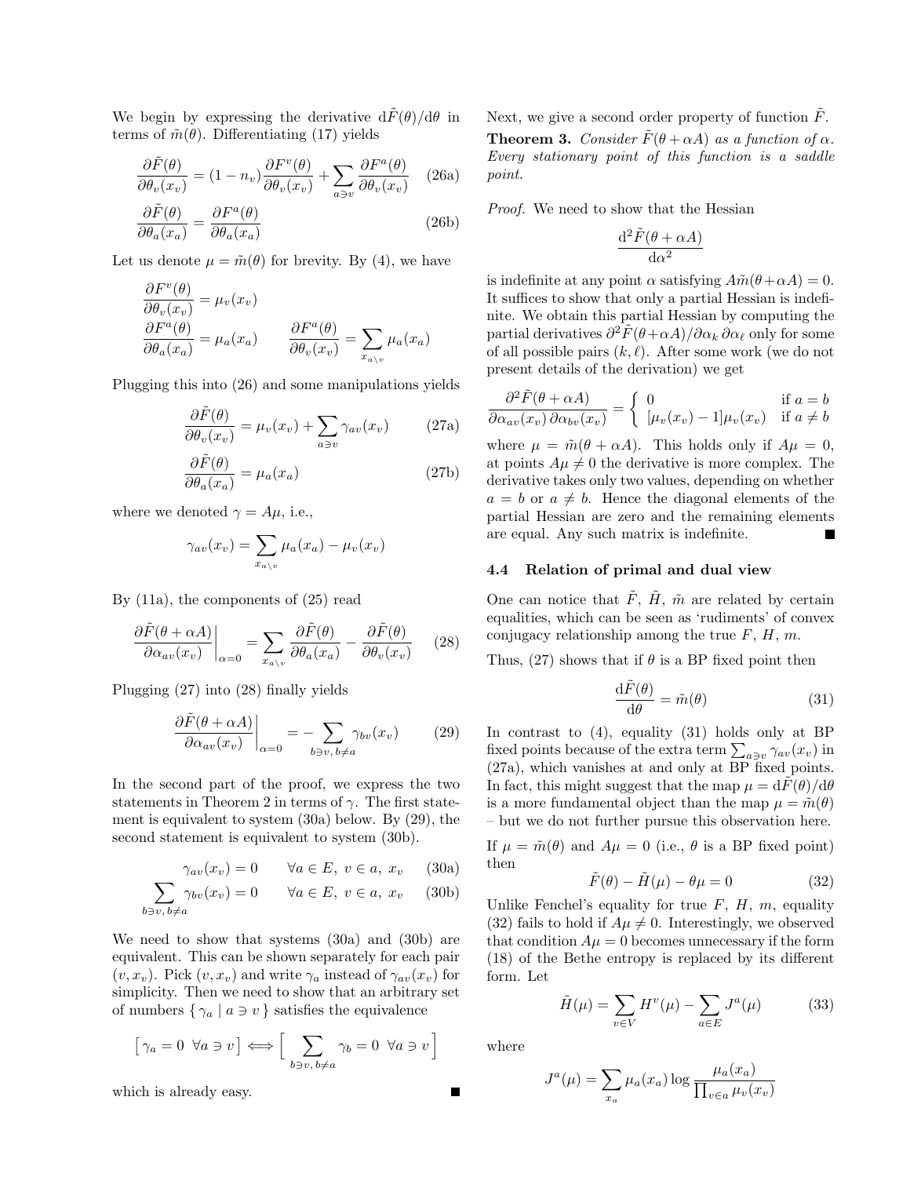We begin by expressing the derivative $\mathrm{d}\tilde{F}(\theta)/\mathrm{d}\theta$ in terms of $\tilde{m}(\theta)$. Differentiating (17) yields

$$\frac{\partial \tilde{F}(\theta)}{\partial \theta_v(x_v)} = (1-n_v)\frac{\partial F^v(\theta)}{\partial \theta_v(x_v)} + \sum_{a\ni v}\frac{\partial F^a(\theta)}{\partial \theta_v(x_v)} \quad (26a)$$

$$\frac{\partial \tilde{F}(\theta)}{\partial \theta_a(x_a)} = \frac{\partial F^a(\theta)}{\partial \theta_a(x_a)} \quad (26b)$$

Let us denote $\mu = \tilde{m}(\theta)$ for brevity. By (4), we have

$$\frac{\partial F^v(\theta)}{\partial \theta_v(x_v)} = \mu_v(x_v)$$

$$\frac{\partial F^a(\theta)}{\partial \theta_a(x_a)} = \mu_a(x_a) \qquad \frac{\partial F^a(\theta)}{\partial \theta_v(x_v)} = \sum_{x_{a\setminus v}} \mu_a(x_a)$$

Plugging this into (26) and some manipulations yields

$$\frac{\partial \tilde{F}(\theta)}{\partial \theta_v(x_v)} = \mu_v(x_v) + \sum_{a\ni v}\gamma_{av}(x_v) \quad (27a)$$

$$\frac{\partial \tilde{F}(\theta)}{\partial \theta_a(x_a)} = \mu_a(x_a) \quad (27b)$$

where we denoted $\gamma = A\mu$, i.e.,

$$\gamma_{av}(x_v) = \sum_{x_{a\setminus v}} \mu_a(x_a) - \mu_v(x_v)$$

By (11a), the components of (25) read

$$\left.\frac{\partial \tilde{F}(\theta+\alpha A)}{\partial \alpha_{av}(x_v)}\right|_{\alpha=0} = \sum_{x_{a\setminus v}} \frac{\partial \tilde{F}(\theta)}{\partial \theta_a(x_a)} - \frac{\partial \tilde{F}(\theta)}{\partial \theta_v(x_v)} \quad (28)$$

Plugging (27) into (28) finally yields

$$\left.\frac{\partial \tilde{F}(\theta+\alpha A)}{\partial \alpha_{av}(x_v)}\right|_{\alpha=0} = -\sum_{b\ni v,\, b\neq a} \gamma_{bv}(x_v) \quad (29)$$

In the second part of the proof, we express the two statements in Theorem 2 in terms of $\gamma$. The first statement is equivalent to system (30a) below. By (29), the second statement is equivalent to system (30b).

$$\gamma_{av}(x_v) = 0 \qquad \forall a\in E,\ v\in a,\ x_v \quad (30a)$$

$$\sum_{b\ni v,\, b\neq a}\gamma_{bv}(x_v) = 0 \qquad \forall a\in E,\ v\in a,\ x_v \quad (30b)$$

We need to show that systems (30a) and (30b) are equivalent. This can be shown separately for each pair $(v, x_v)$. Pick $(v, x_v)$ and write $\gamma_a$ instead of $\gamma_{av}(x_v)$ for simplicity. Then we need to show that an arbitrary set of numbers $\{\, \gamma_a \mid a\ni v \,\}$ satisfies the equivalence

$$\big[\, \gamma_a = 0 \ \ \forall a\ni v \,\big] \iff \Big[\, \sum_{b\ni v,\, b\neq a} \gamma_b = 0 \ \ \forall a \ni v \Big]$$

which is already easy. ■

Next, we give a second order property of function $\tilde{F}$.

**Theorem 3.** *Consider $\tilde{F}(\theta+\alpha A)$ as a function of $\alpha$. Every stationary point of this function is a saddle point.*

*Proof.* We need to show that the Hessian

$$\frac{\mathrm{d}^2 \tilde{F}(\theta+\alpha A)}{\mathrm{d}\alpha^2}$$

is indefinite at any point $\alpha$ satisfying $A\tilde{m}(\theta+\alpha A) = 0$. It suffices to show that only a partial Hessian is indefinite. We obtain this partial Hessian by computing the partial derivatives $\partial^2 \tilde{F}(\theta+\alpha A)/\partial\alpha_k\,\partial\alpha_\ell$ only for some of all possible pairs $(k,\ell)$. After some work (we do not present details of the derivation) we get

$$\frac{\partial^2 \tilde{F}(\theta+\alpha A)}{\partial \alpha_{av}(x_v)\,\partial \alpha_{bv}(x_v)} = \begin{cases} 0 & \text{if } a=b \\ [\mu_v(x_v)-1]\mu_v(x_v) & \text{if } a\neq b \end{cases}$$

where $\mu = \tilde{m}(\theta+\alpha A)$. This holds only if $A\mu = 0$, at points $A\mu \neq 0$ the derivative is more complex. The derivative takes only two values, depending on whether $a = b$ or $a \neq b$. Hence the diagonal elements of the partial Hessian are zero and the remaining elements are equal. Any such matrix is indefinite. ■

### 4.4 Relation of primal and dual view

One can notice that $\tilde{F}$, $\tilde{H}$, $\tilde{m}$ are related by certain equalities, which can be seen as 'rudiments' of convex conjugacy relationship among the true $F$, $H$, $m$.

Thus, (27) shows that if $\theta$ is a BP fixed point then

$$\frac{\mathrm{d}\tilde{F}(\theta)}{\mathrm{d}\theta} = \tilde{m}(\theta) \quad (31)$$

In contrast to (4), equality (31) holds only at BP fixed points because of the extra term $\sum_{a\ni v}\gamma_{av}(x_v)$ in (27a), which vanishes at and only at BP fixed points. In fact, this might suggest that the map $\mu = \mathrm{d}\tilde{F}(\theta)/\mathrm{d}\theta$ is a more fundamental object than the map $\mu = \tilde{m}(\theta)$ – but we do not further pursue this observation here.

If $\mu = \tilde{m}(\theta)$ and $A\mu = 0$ (i.e., $\theta$ is a BP fixed point) then

$$\tilde{F}(\theta) - \tilde{H}(\mu) - \theta\mu = 0 \quad (32)$$

Unlike Fenchel's equality for true $F$, $H$, $m$, equality (32) fails to hold if $A\mu \neq 0$. Interestingly, we observed that condition $A\mu = 0$ becomes unnecessary if the form (18) of the Bethe entropy is replaced by its different form. Let

$$\tilde{H}(\mu) = \sum_{v\in V} H^v(\mu) - \sum_{a\in E} J^a(\mu) \quad (33)$$

where

$$J^a(\mu) = \sum_{x_a} \mu_a(x_a)\log\frac{\mu_a(x_a)}{\prod_{v\in a}\mu_v(x_v)}$$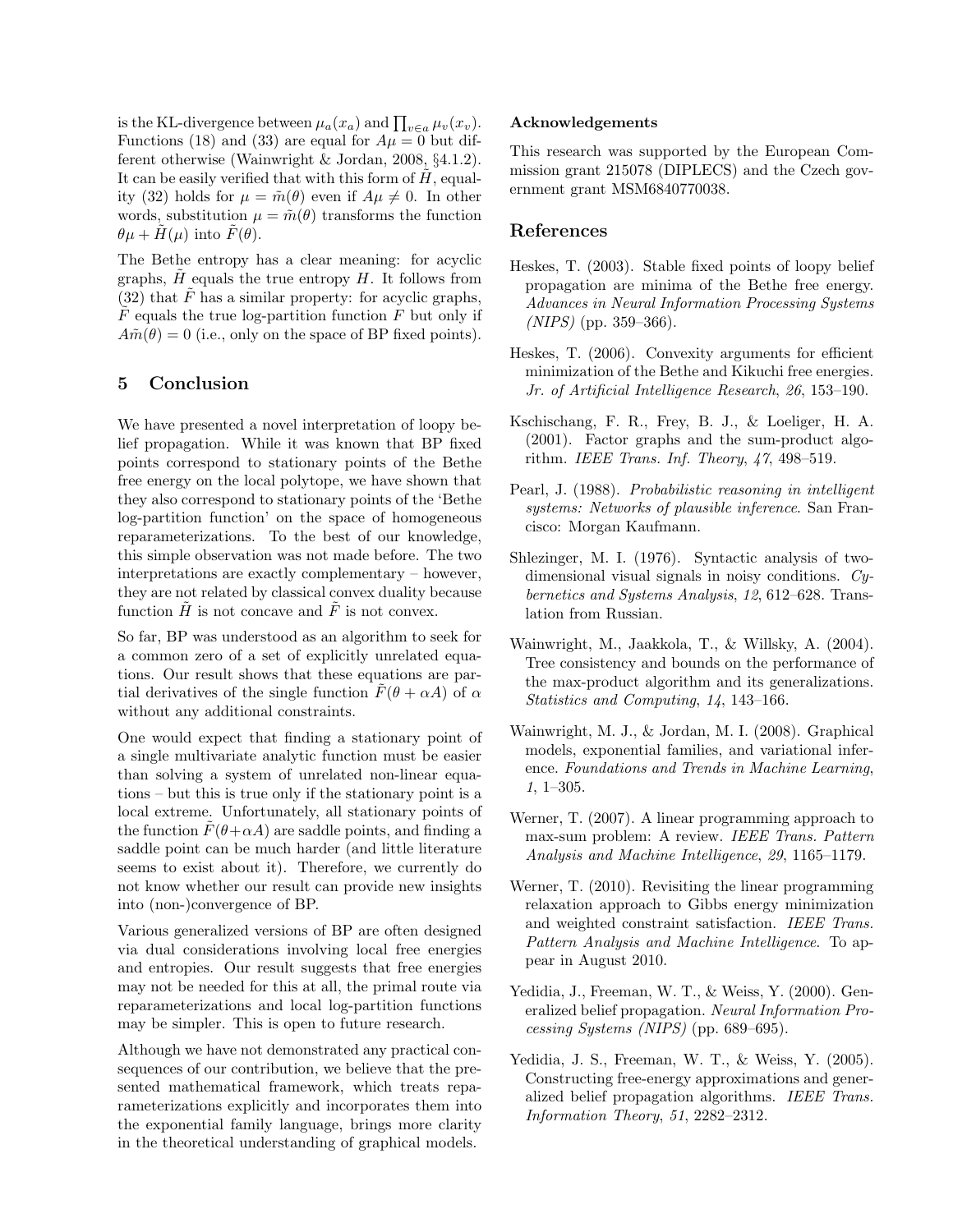is the KL-divergence between $\mu_a(x_a)$ and $\prod_{v \in a} \mu_v(x_v)$. Functions (18) and (33) are equal for $A\mu = 0$ but different otherwise (Wainwright & Jordan, 2008, §4.1.2). It can be easily verified that with this form of $\tilde{H}$, equality (32) holds for $\mu = \tilde{m}(\theta)$ even if $A\mu \neq 0$. In other words, substitution $\mu = \tilde{m}(\theta)$ transforms the function $\theta\mu + \tilde{H}(\mu)$ into $\tilde{F}(\theta)$.

The Bethe entropy has a clear meaning: for acyclic graphs, $\tilde{H}$ equals the true entropy $H$. It follows from (32) that $\tilde{F}$ has a similar property: for acyclic graphs, $\tilde{F}$ equals the true log-partition function $F$ but only if $A\tilde{m}(\theta) = 0$ (i.e., only on the space of BP fixed points).

## 5 Conclusion

We have presented a novel interpretation of loopy belief propagation. While it was known that BP fixed points correspond to stationary points of the Bethe free energy on the local polytope, we have shown that they also correspond to stationary points of the 'Bethe log-partition function' on the space of homogeneous reparameterizations. To the best of our knowledge, this simple observation was not made before. The two interpretations are exactly complementary – however, they are not related by classical convex duality because function $\tilde{H}$ is not concave and $\tilde{F}$ is not convex.

So far, BP was understood as an algorithm to seek for a common zero of a set of explicitly unrelated equations. Our result shows that these equations are partial derivatives of the single function $\tilde{F}(\theta + \alpha A)$ of $\alpha$ without any additional constraints.

One would expect that finding a stationary point of a single multivariate analytic function must be easier than solving a system of unrelated non-linear equations – but this is true only if the stationary point is a local extreme. Unfortunately, all stationary points of the function $\tilde{F}(\theta+\alpha A)$ are saddle points, and finding a saddle point can be much harder (and little literature seems to exist about it). Therefore, we currently do not know whether our result can provide new insights into (non-)convergence of BP.

Various generalized versions of BP are often designed via dual considerations involving local free energies and entropies. Our result suggests that free energies may not be needed for this at all, the primal route via reparameterizations and local log-partition functions may be simpler. This is open to future research.

Although we have not demonstrated any practical consequences of our contribution, we believe that the presented mathematical framework, which treats reparameterizations explicitly and incorporates them into the exponential family language, brings more clarity in the theoretical understanding of graphical models.

### Acknowledgements

This research was supported by the European Commission grant 215078 (DIPLECS) and the Czech government grant MSM6840770038.

## References

Heskes, T. (2003). Stable fixed points of loopy belief propagation are minima of the Bethe free energy. *Advances in Neural Information Processing Systems (NIPS)* (pp. 359–366).

Heskes, T. (2006). Convexity arguments for efficient minimization of the Bethe and Kikuchi free energies. *Jr. of Artificial Intelligence Research*, *26*, 153–190.

Kschischang, F. R., Frey, B. J., & Loeliger, H. A. (2001). Factor graphs and the sum-product algorithm. *IEEE Trans. Inf. Theory*, *47*, 498–519.

Pearl, J. (1988). *Probabilistic reasoning in intelligent systems: Networks of plausible inference*. San Francisco: Morgan Kaufmann.

Shlezinger, M. I. (1976). Syntactic analysis of two-dimensional visual signals in noisy conditions. *Cybernetics and Systems Analysis*, *12*, 612–628. Translation from Russian.

Wainwright, M., Jaakkola, T., & Willsky, A. (2004). Tree consistency and bounds on the performance of the max-product algorithm and its generalizations. *Statistics and Computing*, *14*, 143–166.

Wainwright, M. J., & Jordan, M. I. (2008). Graphical models, exponential families, and variational inference. *Foundations and Trends in Machine Learning*, *1*, 1–305.

Werner, T. (2007). A linear programming approach to max-sum problem: A review. *IEEE Trans. Pattern Analysis and Machine Intelligence*, *29*, 1165–1179.

Werner, T. (2010). Revisiting the linear programming relaxation approach to Gibbs energy minimization and weighted constraint satisfaction. *IEEE Trans. Pattern Analysis and Machine Intelligence*. To appear in August 2010.

Yedidia, J., Freeman, W. T., & Weiss, Y. (2000). Generalized belief propagation. *Neural Information Processing Systems (NIPS)* (pp. 689–695).

Yedidia, J. S., Freeman, W. T., & Weiss, Y. (2005). Constructing free-energy approximations and generalized belief propagation algorithms. *IEEE Trans. Information Theory*, *51*, 2282–2312.